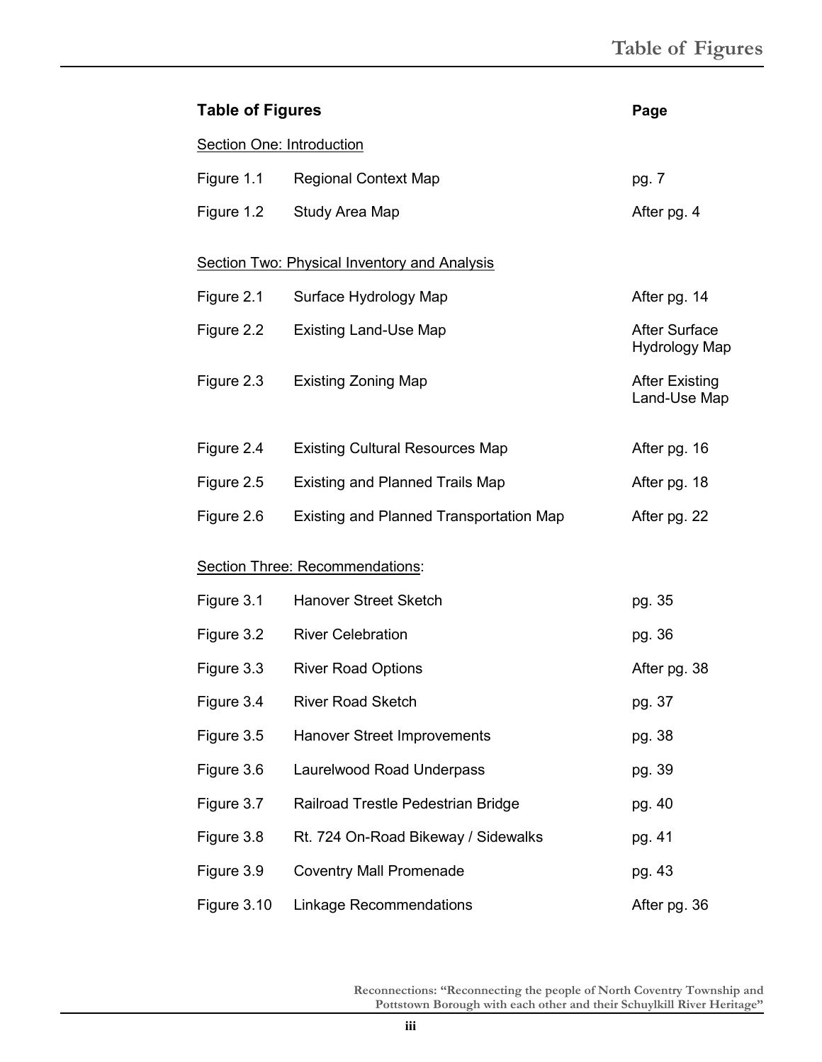# Table of Figures

| Table of Figures | | Page |
|---|---|---|
| Section One: Introduction | | |
| Figure 1.1 | Regional Context Map | pg. 7 |
| Figure 1.2 | Study Area Map | After pg. 4 |
| Section Two: Physical Inventory and Analysis | | |
| Figure 2.1 | Surface Hydrology Map | After pg. 14 |
| Figure 2.2 | Existing Land-Use Map | After Surface Hydrology Map |
| Figure 2.3 | Existing Zoning Map | After Existing Land-Use Map |
| Figure 2.4 | Existing Cultural Resources Map | After pg. 16 |
| Figure 2.5 | Existing and Planned Trails Map | After pg. 18 |
| Figure 2.6 | Existing and Planned Transportation Map | After pg. 22 |
| Section Three: Recommendations: | | |
| Figure 3.1 | Hanover Street Sketch | pg. 35 |
| Figure 3.2 | River Celebration | pg. 36 |
| Figure 3.3 | River Road Options | After pg. 38 |
| Figure 3.4 | River Road Sketch | pg. 37 |
| Figure 3.5 | Hanover Street Improvements | pg. 38 |
| Figure 3.6 | Laurelwood Road Underpass | pg. 39 |
| Figure 3.7 | Railroad Trestle Pedestrian Bridge | pg. 40 |
| Figure 3.8 | Rt. 724 On-Road Bikeway / Sidewalks | pg. 41 |
| Figure 3.9 | Coventry Mall Promenade | pg. 43 |
| Figure 3.10 | Linkage Recommendations | After pg. 36 |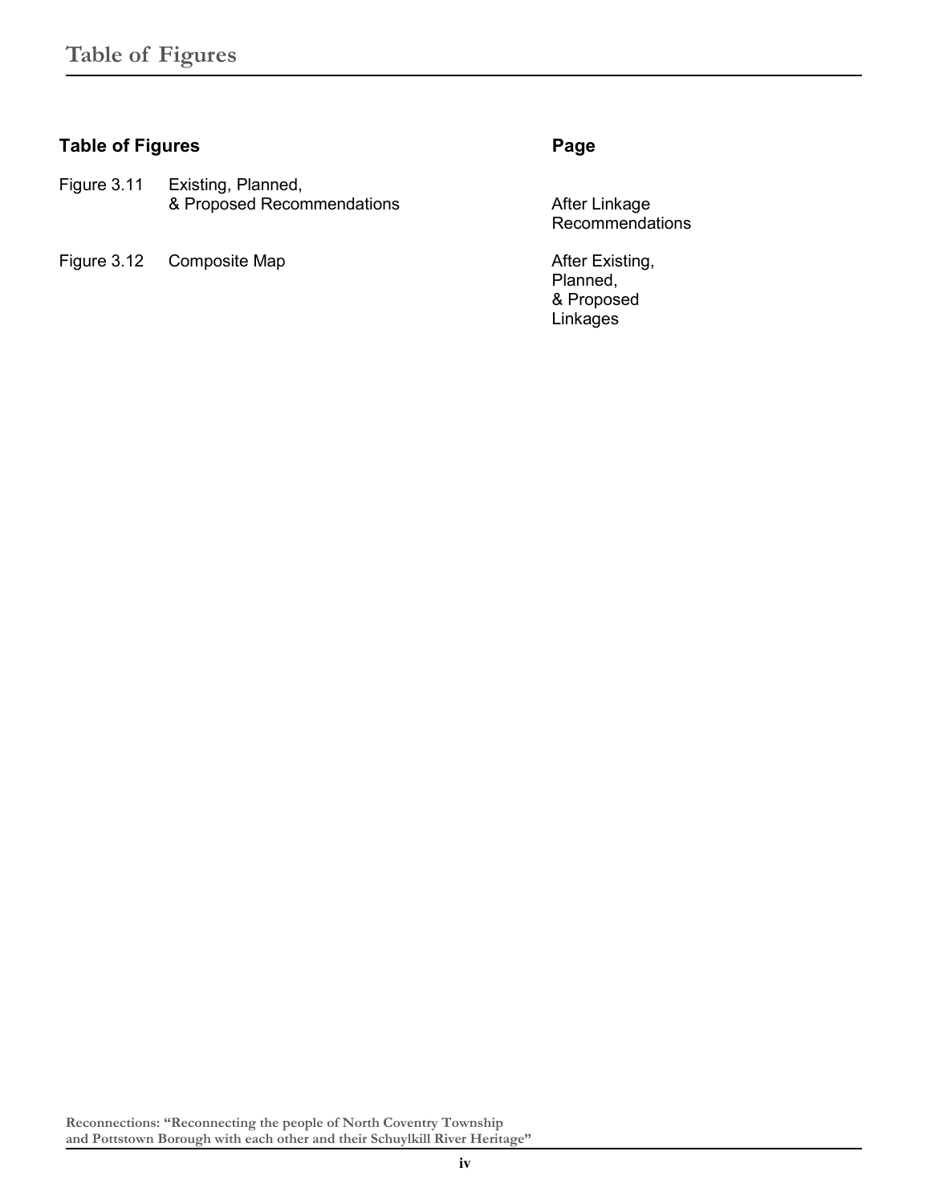| Table of Figures | | Page |
|---|---|---|
| Figure 3.11 | Existing, Planned, & Proposed Recommendations | After Linkage Recommendations |
| Figure 3.12 | Composite Map | After Existing, Planned, & Proposed Linkages |